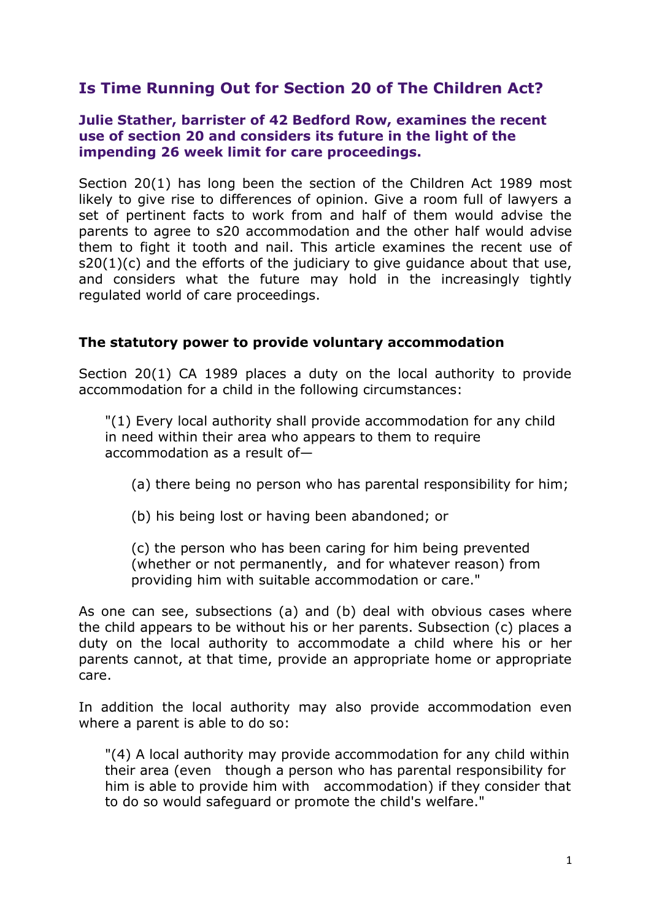# Is Time Running Out for Section 20 of The Children Act?

**Julie Stather, barrister of 42 Bedford Row, examines the recent use of section 20 and considers its future in the light of the impending 26 week limit for care proceedings.**

Section 20(1) has long been the section of the Children Act 1989 most likely to give rise to differences of opinion. Give a room full of lawyers a set of pertinent facts to work from and half of them would advise the parents to agree to s20 accommodation and the other half would advise them to fight it tooth and nail. This article examines the recent use of s20(1)(c) and the efforts of the judiciary to give guidance about that use, and considers what the future may hold in the increasingly tightly regulated world of care proceedings.

## The statutory power to provide voluntary accommodation

Section 20(1) CA 1989 places a duty on the local authority to provide accommodation for a child in the following circumstances:

> "(1) Every local authority shall provide accommodation for any child in need within their area who appears to them to require accommodation as a result of—
>
> (a) there being no person who has parental responsibility for him;
>
> (b) his being lost or having been abandoned; or
>
> (c) the person who has been caring for him being prevented (whether or not permanently, and for whatever reason) from providing him with suitable accommodation or care."

As one can see, subsections (a) and (b) deal with obvious cases where the child appears to be without his or her parents. Subsection (c) places a duty on the local authority to accommodate a child where his or her parents cannot, at that time, provide an appropriate home or appropriate care.

In addition the local authority may also provide accommodation even where a parent is able to do so:

> "(4) A local authority may provide accommodation for any child within their area (even though a person who has parental responsibility for him is able to provide him with accommodation) if they consider that to do so would safeguard or promote the child's welfare."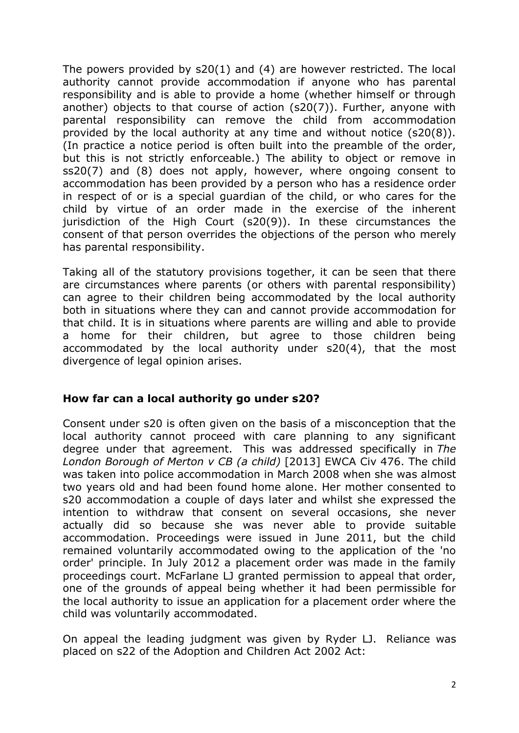The powers provided by s20(1) and (4) are however restricted. The local authority cannot provide accommodation if anyone who has parental responsibility and is able to provide a home (whether himself or through another) objects to that course of action (s20(7)). Further, anyone with parental responsibility can remove the child from accommodation provided by the local authority at any time and without notice (s20(8)). (In practice a notice period is often built into the preamble of the order, but this is not strictly enforceable.) The ability to object or remove in ss20(7) and (8) does not apply, however, where ongoing consent to accommodation has been provided by a person who has a residence order in respect of or is a special guardian of the child, or who cares for the child by virtue of an order made in the exercise of the inherent jurisdiction of the High Court (s20(9)). In these circumstances the consent of that person overrides the objections of the person who merely has parental responsibility.

Taking all of the statutory provisions together, it can be seen that there are circumstances where parents (or others with parental responsibility) can agree to their children being accommodated by the local authority both in situations where they can and cannot provide accommodation for that child. It is in situations where parents are willing and able to provide a home for their children, but agree to those children being accommodated by the local authority under s20(4), that the most divergence of legal opinion arises.

**How far can a local authority go under s20?**

Consent under s20 is often given on the basis of a misconception that the local authority cannot proceed with care planning to any significant degree under that agreement. This was addressed specifically in *The London Borough of Merton v CB (a child)* [2013] EWCA Civ 476. The child was taken into police accommodation in March 2008 when she was almost two years old and had been found home alone. Her mother consented to s20 accommodation a couple of days later and whilst she expressed the intention to withdraw that consent on several occasions, she never actually did so because she was never able to provide suitable accommodation. Proceedings were issued in June 2011, but the child remained voluntarily accommodated owing to the application of the 'no order' principle. In July 2012 a placement order was made in the family proceedings court. McFarlane LJ granted permission to appeal that order, one of the grounds of appeal being whether it had been permissible for the local authority to issue an application for a placement order where the child was voluntarily accommodated.

On appeal the leading judgment was given by Ryder LJ. Reliance was placed on s22 of the Adoption and Children Act 2002 Act: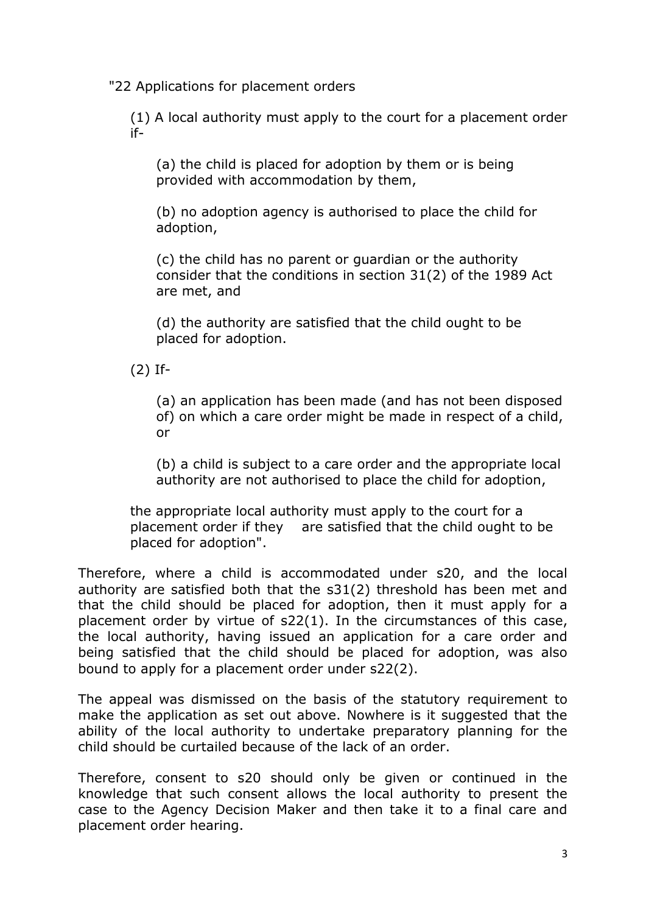"22 Applications for placement orders

> (1) A local authority must apply to the court for a placement order if-
>
> > (a) the child is placed for adoption by them or is being provided with accommodation by them,
> >
> > (b) no adoption agency is authorised to place the child for adoption,
> >
> > (c) the child has no parent or guardian or the authority consider that the conditions in section 31(2) of the 1989 Act are met, and
> >
> > (d) the authority are satisfied that the child ought to be placed for adoption.
>
> (2) If-
>
> > (a) an application has been made (and has not been disposed of) on which a care order might be made in respect of a child, or
> >
> > (b) a child is subject to a care order and the appropriate local authority are not authorised to place the child for adoption,
>
> the appropriate local authority must apply to the court for a placement order if they are satisfied that the child ought to be placed for adoption".

Therefore, where a child is accommodated under s20, and the local authority are satisfied both that the s31(2) threshold has been met and that the child should be placed for adoption, then it must apply for a placement order by virtue of s22(1). In the circumstances of this case, the local authority, having issued an application for a care order and being satisfied that the child should be placed for adoption, was also bound to apply for a placement order under s22(2).

The appeal was dismissed on the basis of the statutory requirement to make the application as set out above. Nowhere is it suggested that the ability of the local authority to undertake preparatory planning for the child should be curtailed because of the lack of an order.

Therefore, consent to s20 should only be given or continued in the knowledge that such consent allows the local authority to present the case to the Agency Decision Maker and then take it to a final care and placement order hearing.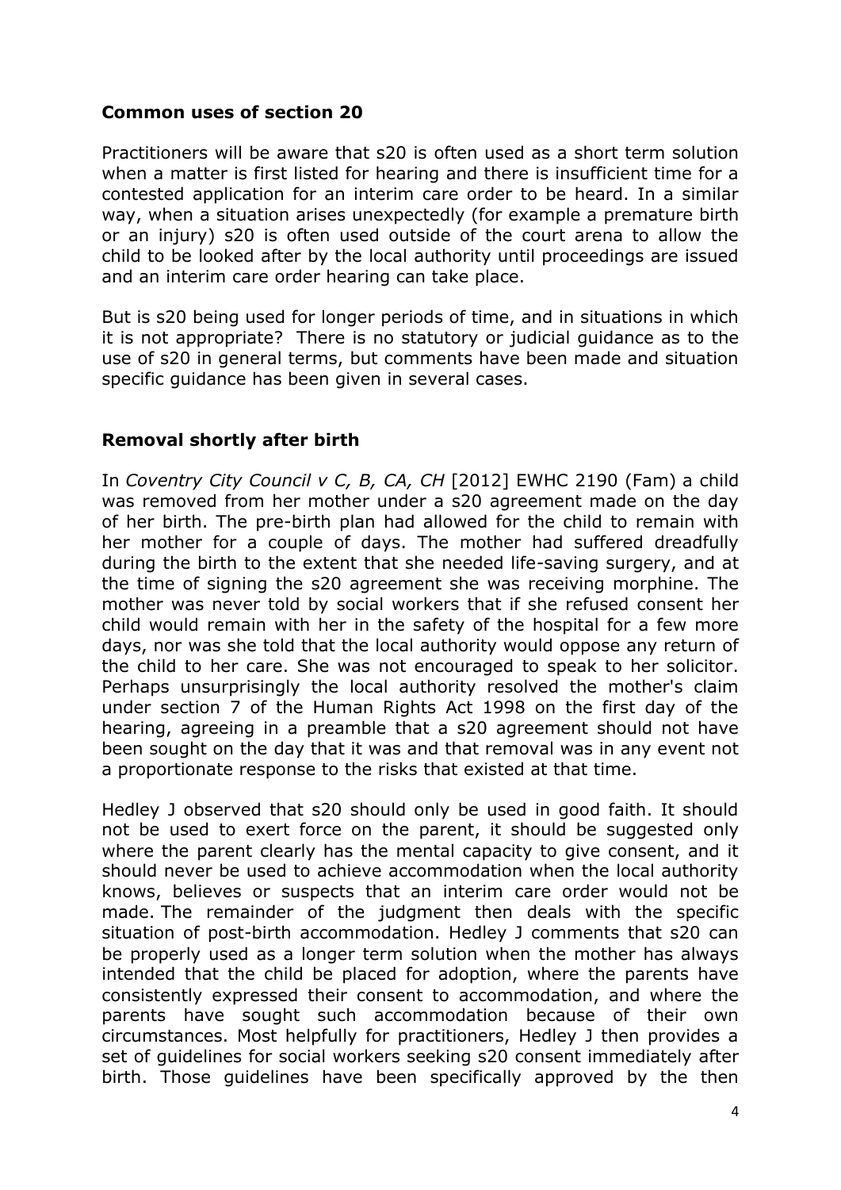## Common uses of section 20

Practitioners will be aware that s20 is often used as a short term solution when a matter is first listed for hearing and there is insufficient time for a contested application for an interim care order to be heard. In a similar way, when a situation arises unexpectedly (for example a premature birth or an injury) s20 is often used outside of the court arena to allow the child to be looked after by the local authority until proceedings are issued and an interim care order hearing can take place.

But is s20 being used for longer periods of time, and in situations in which it is not appropriate? There is no statutory or judicial guidance as to the use of s20 in general terms, but comments have been made and situation specific guidance has been given in several cases.

## Removal shortly after birth

In *Coventry City Council v C, B, CA, CH* [2012] EWHC 2190 (Fam) a child was removed from her mother under a s20 agreement made on the day of her birth. The pre-birth plan had allowed for the child to remain with her mother for a couple of days. The mother had suffered dreadfully during the birth to the extent that she needed life-saving surgery, and at the time of signing the s20 agreement she was receiving morphine. The mother was never told by social workers that if she refused consent her child would remain with her in the safety of the hospital for a few more days, nor was she told that the local authority would oppose any return of the child to her care. She was not encouraged to speak to her solicitor. Perhaps unsurprisingly the local authority resolved the mother's claim under section 7 of the Human Rights Act 1998 on the first day of the hearing, agreeing in a preamble that a s20 agreement should not have been sought on the day that it was and that removal was in any event not a proportionate response to the risks that existed at that time.

Hedley J observed that s20 should only be used in good faith. It should not be used to exert force on the parent, it should be suggested only where the parent clearly has the mental capacity to give consent, and it should never be used to achieve accommodation when the local authority knows, believes or suspects that an interim care order would not be made. The remainder of the judgment then deals with the specific situation of post-birth accommodation. Hedley J comments that s20 can be properly used as a longer term solution when the mother has always intended that the child be placed for adoption, where the parents have consistently expressed their consent to accommodation, and where the parents have sought such accommodation because of their own circumstances. Most helpfully for practitioners, Hedley J then provides a set of guidelines for social workers seeking s20 consent immediately after birth. Those guidelines have been specifically approved by the then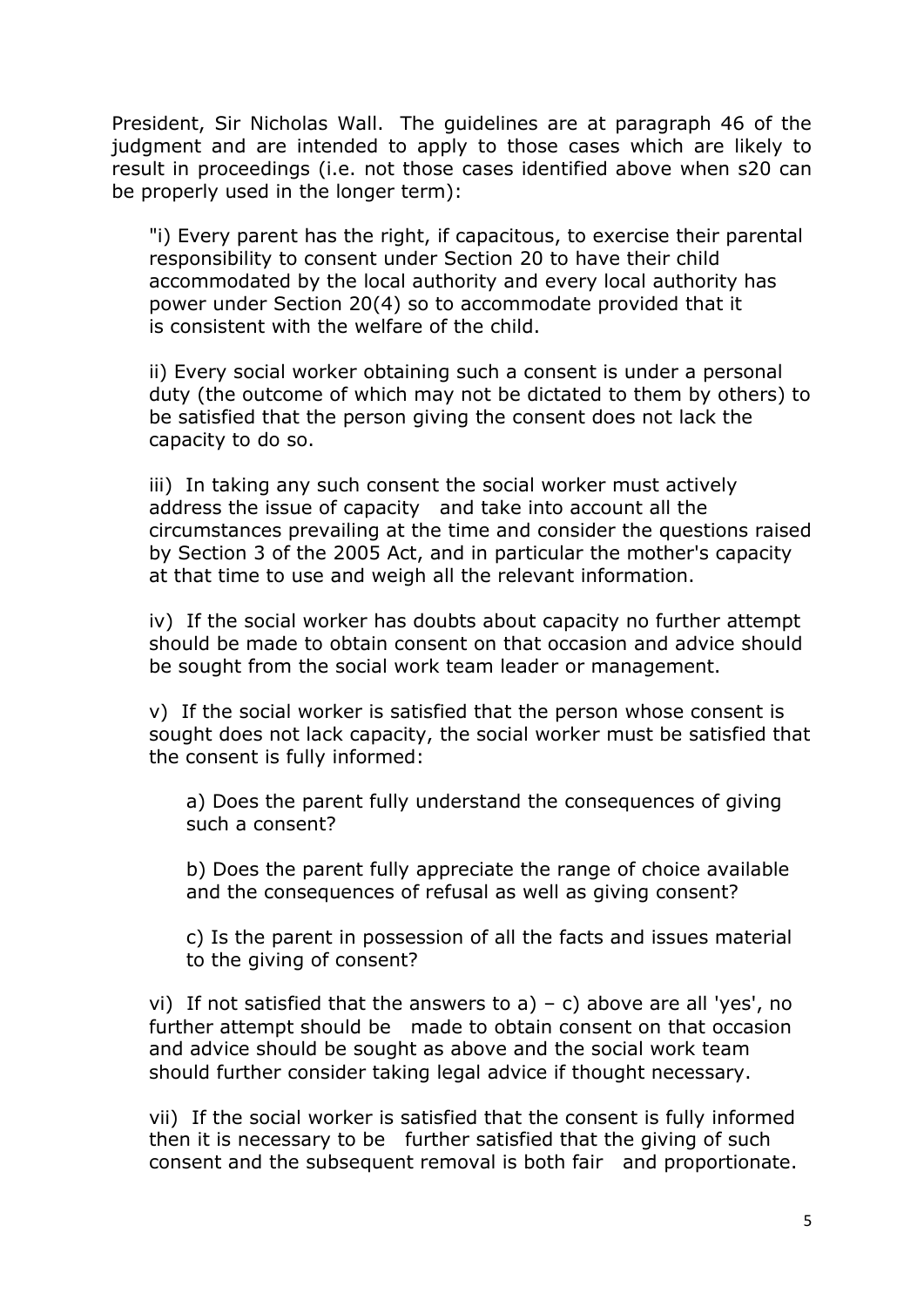President, Sir Nicholas Wall. The guidelines are at paragraph 46 of the judgment and are intended to apply to those cases which are likely to result in proceedings (i.e. not those cases identified above when s20 can be properly used in the longer term):

> "i) Every parent has the right, if capacitous, to exercise their parental responsibility to consent under Section 20 to have their child accommodated by the local authority and every local authority has power under Section 20(4) so to accommodate provided that it is consistent with the welfare of the child.
>
> ii) Every social worker obtaining such a consent is under a personal duty (the outcome of which may not be dictated to them by others) to be satisfied that the person giving the consent does not lack the capacity to do so.
>
> iii) In taking any such consent the social worker must actively address the issue of capacity and take into account all the circumstances prevailing at the time and consider the questions raised by Section 3 of the 2005 Act, and in particular the mother's capacity at that time to use and weigh all the relevant information.
>
> iv) If the social worker has doubts about capacity no further attempt should be made to obtain consent on that occasion and advice should be sought from the social work team leader or management.
>
> v) If the social worker is satisfied that the person whose consent is sought does not lack capacity, the social worker must be satisfied that the consent is fully informed:
>
> > a) Does the parent fully understand the consequences of giving such a consent?
> >
> > b) Does the parent fully appreciate the range of choice available and the consequences of refusal as well as giving consent?
> >
> > c) Is the parent in possession of all the facts and issues material to the giving of consent?
>
> vi) If not satisfied that the answers to a) – c) above are all 'yes', no further attempt should be made to obtain consent on that occasion and advice should be sought as above and the social work team should further consider taking legal advice if thought necessary.
>
> vii) If the social worker is satisfied that the consent is fully informed then it is necessary to be further satisfied that the giving of such consent and the subsequent removal is both fair and proportionate.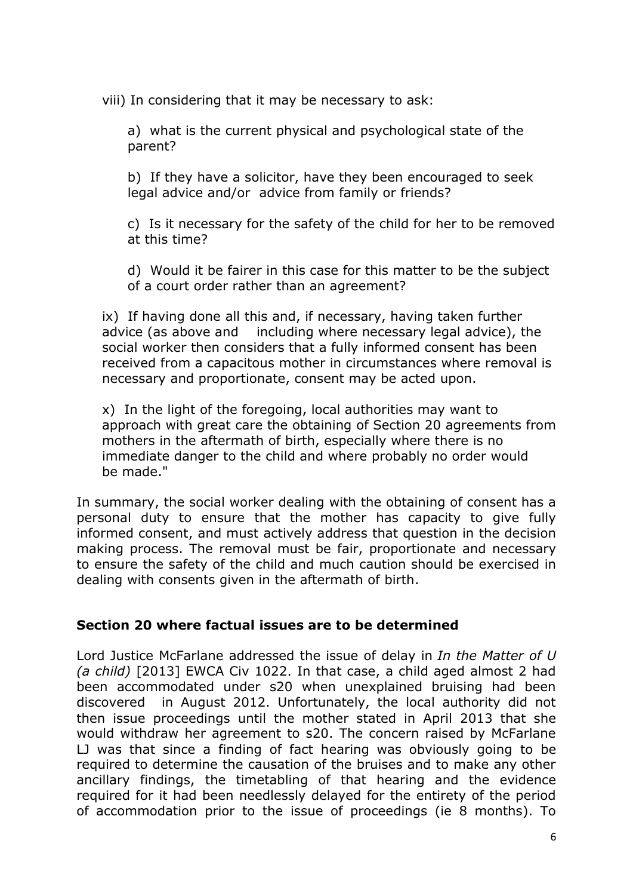viii) In considering that it may be necessary to ask:

a) what is the current physical and psychological state of the parent?

b) If they have a solicitor, have they been encouraged to seek legal advice and/or advice from family or friends?

c) Is it necessary for the safety of the child for her to be removed at this time?

d) Would it be fairer in this case for this matter to be the subject of a court order rather than an agreement?

ix) If having done all this and, if necessary, having taken further advice (as above and including where necessary legal advice), the social worker then considers that a fully informed consent has been received from a capacitous mother in circumstances where removal is necessary and proportionate, consent may be acted upon.

x) In the light of the foregoing, local authorities may want to approach with great care the obtaining of Section 20 agreements from mothers in the aftermath of birth, especially where there is no immediate danger to the child and where probably no order would be made."

In summary, the social worker dealing with the obtaining of consent has a personal duty to ensure that the mother has capacity to give fully informed consent, and must actively address that question in the decision making process. The removal must be fair, proportionate and necessary to ensure the safety of the child and much caution should be exercised in dealing with consents given in the aftermath of birth.

### Section 20 where factual issues are to be determined

Lord Justice McFarlane addressed the issue of delay in *In the Matter of U (a child)* [2013] EWCA Civ 1022. In that case, a child aged almost 2 had been accommodated under s20 when unexplained bruising had been discovered in August 2012. Unfortunately, the local authority did not then issue proceedings until the mother stated in April 2013 that she would withdraw her agreement to s20. The concern raised by McFarlane LJ was that since a finding of fact hearing was obviously going to be required to determine the causation of the bruises and to make any other ancillary findings, the timetabling of that hearing and the evidence required for it had been needlessly delayed for the entirety of the period of accommodation prior to the issue of proceedings (ie 8 months). To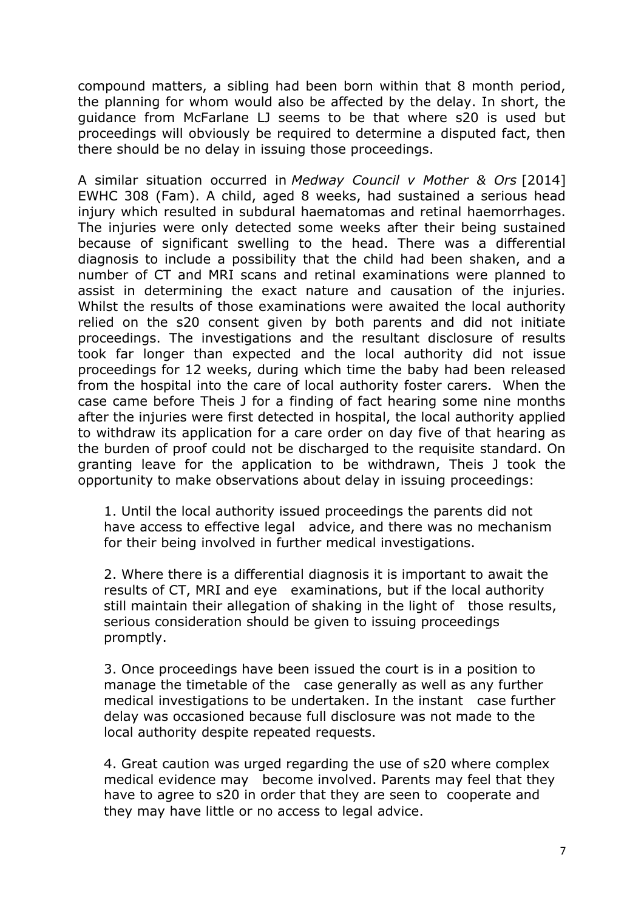compound matters, a sibling had been born within that 8 month period, the planning for whom would also be affected by the delay. In short, the guidance from McFarlane LJ seems to be that where s20 is used but proceedings will obviously be required to determine a disputed fact, then there should be no delay in issuing those proceedings.

A similar situation occurred in *Medway Council v Mother & Ors* [2014] EWHC 308 (Fam). A child, aged 8 weeks, had sustained a serious head injury which resulted in subdural haematomas and retinal haemorrhages. The injuries were only detected some weeks after their being sustained because of significant swelling to the head. There was a differential diagnosis to include a possibility that the child had been shaken, and a number of CT and MRI scans and retinal examinations were planned to assist in determining the exact nature and causation of the injuries. Whilst the results of those examinations were awaited the local authority relied on the s20 consent given by both parents and did not initiate proceedings. The investigations and the resultant disclosure of results took far longer than expected and the local authority did not issue proceedings for 12 weeks, during which time the baby had been released from the hospital into the care of local authority foster carers. When the case came before Theis J for a finding of fact hearing some nine months after the injuries were first detected in hospital, the local authority applied to withdraw its application for a care order on day five of that hearing as the burden of proof could not be discharged to the requisite standard. On granting leave for the application to be withdrawn, Theis J took the opportunity to make observations about delay in issuing proceedings:

1. Until the local authority issued proceedings the parents did not have access to effective legal advice, and there was no mechanism for their being involved in further medical investigations.

2. Where there is a differential diagnosis it is important to await the results of CT, MRI and eye examinations, but if the local authority still maintain their allegation of shaking in the light of those results, serious consideration should be given to issuing proceedings promptly.

3. Once proceedings have been issued the court is in a position to manage the timetable of the case generally as well as any further medical investigations to be undertaken. In the instant case further delay was occasioned because full disclosure was not made to the local authority despite repeated requests.

4. Great caution was urged regarding the use of s20 where complex medical evidence may become involved. Parents may feel that they have to agree to s20 in order that they are seen to cooperate and they may have little or no access to legal advice.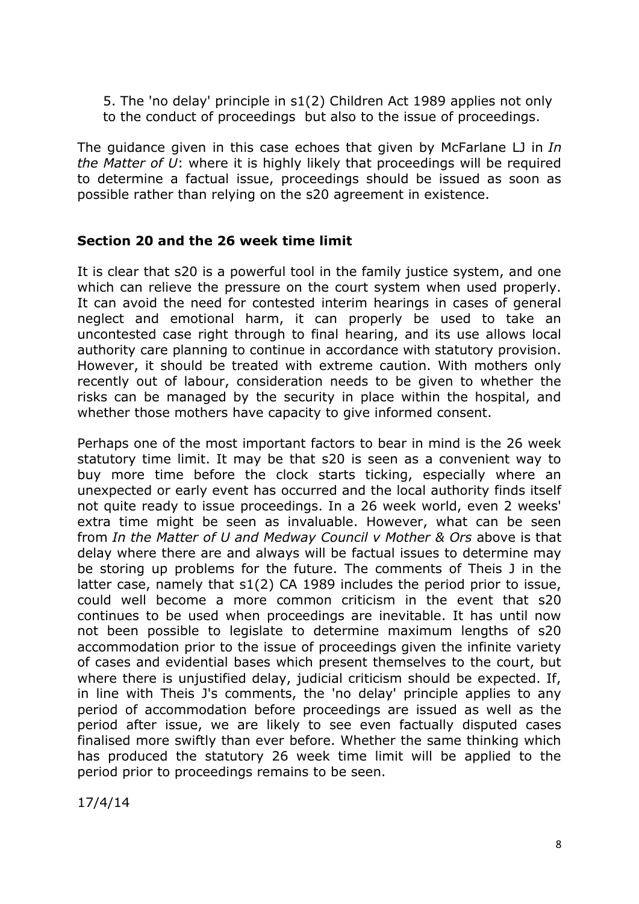5. The 'no delay' principle in s1(2) Children Act 1989 applies not only to the conduct of proceedings but also to the issue of proceedings.

The guidance given in this case echoes that given by McFarlane LJ in *In the Matter of U*: where it is highly likely that proceedings will be required to determine a factual issue, proceedings should be issued as soon as possible rather than relying on the s20 agreement in existence.

## Section 20 and the 26 week time limit

It is clear that s20 is a powerful tool in the family justice system, and one which can relieve the pressure on the court system when used properly. It can avoid the need for contested interim hearings in cases of general neglect and emotional harm, it can properly be used to take an uncontested case right through to final hearing, and its use allows local authority care planning to continue in accordance with statutory provision. However, it should be treated with extreme caution. With mothers only recently out of labour, consideration needs to be given to whether the risks can be managed by the security in place within the hospital, and whether those mothers have capacity to give informed consent.

Perhaps one of the most important factors to bear in mind is the 26 week statutory time limit. It may be that s20 is seen as a convenient way to buy more time before the clock starts ticking, especially where an unexpected or early event has occurred and the local authority finds itself not quite ready to issue proceedings. In a 26 week world, even 2 weeks' extra time might be seen as invaluable. However, what can be seen from *In the Matter of U and Medway Council v Mother & Ors* above is that delay where there are and always will be factual issues to determine may be storing up problems for the future. The comments of Theis J in the latter case, namely that s1(2) CA 1989 includes the period prior to issue, could well become a more common criticism in the event that s20 continues to be used when proceedings are inevitable. It has until now not been possible to legislate to determine maximum lengths of s20 accommodation prior to the issue of proceedings given the infinite variety of cases and evidential bases which present themselves to the court, but where there is unjustified delay, judicial criticism should be expected. If, in line with Theis J's comments, the 'no delay' principle applies to any period of accommodation before proceedings are issued as well as the period after issue, we are likely to see even factually disputed cases finalised more swiftly than ever before. Whether the same thinking which has produced the statutory 26 week time limit will be applied to the period prior to proceedings remains to be seen.

17/4/14